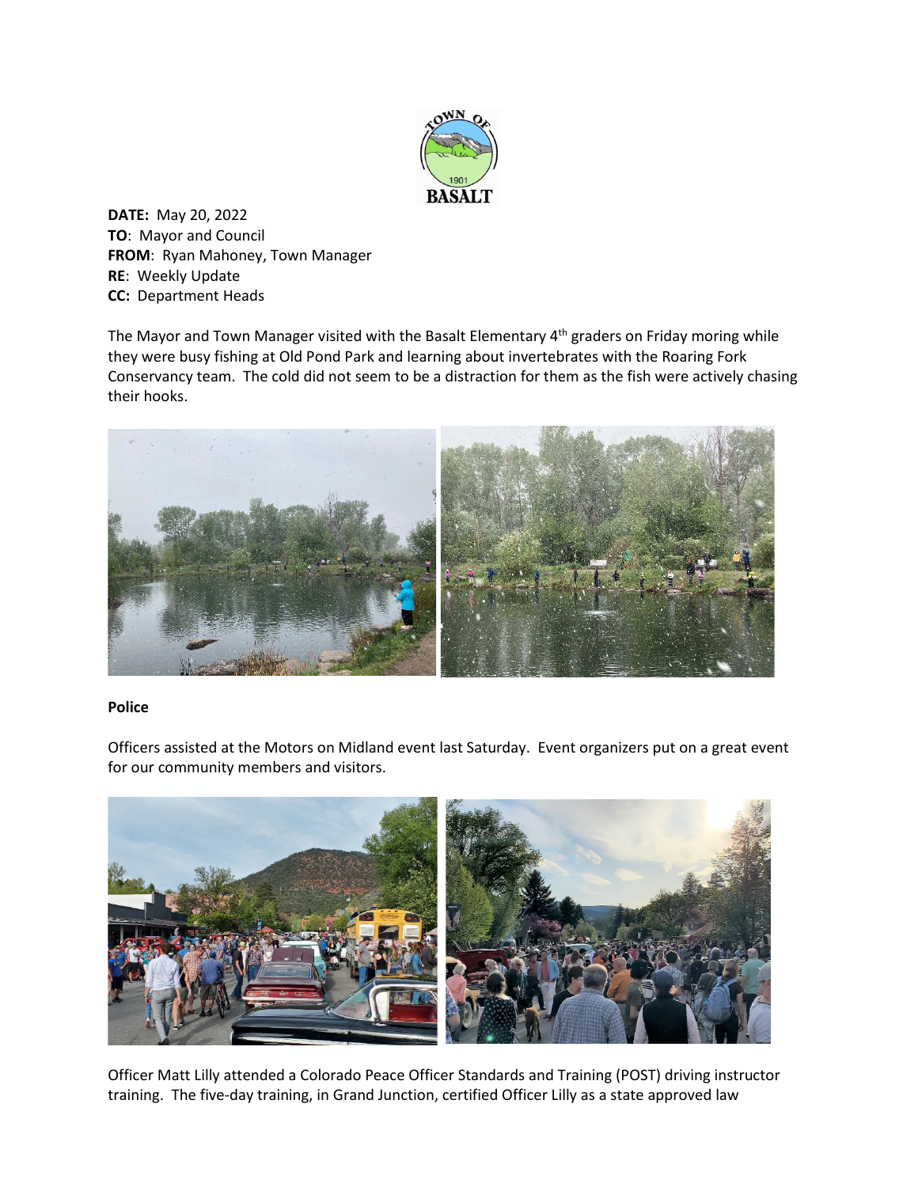**DATE:** May 20, 2022
**TO**: Mayor and Council
**FROM**: Ryan Mahoney, Town Manager
**RE**: Weekly Update
**CC:** Department Heads

The Mayor and Town Manager visited with the Basalt Elementary 4th graders on Friday moring while they were busy fishing at Old Pond Park and learning about invertebrates with the Roaring Fork Conservancy team. The cold did not seem to be a distraction for them as the fish were actively chasing their hooks.

**Police**

Officers assisted at the Motors on Midland event last Saturday. Event organizers put on a great event for our community members and visitors.

Officer Matt Lilly attended a Colorado Peace Officer Standards and Training (POST) driving instructor training. The five-day training, in Grand Junction, certified Officer Lilly as a state approved law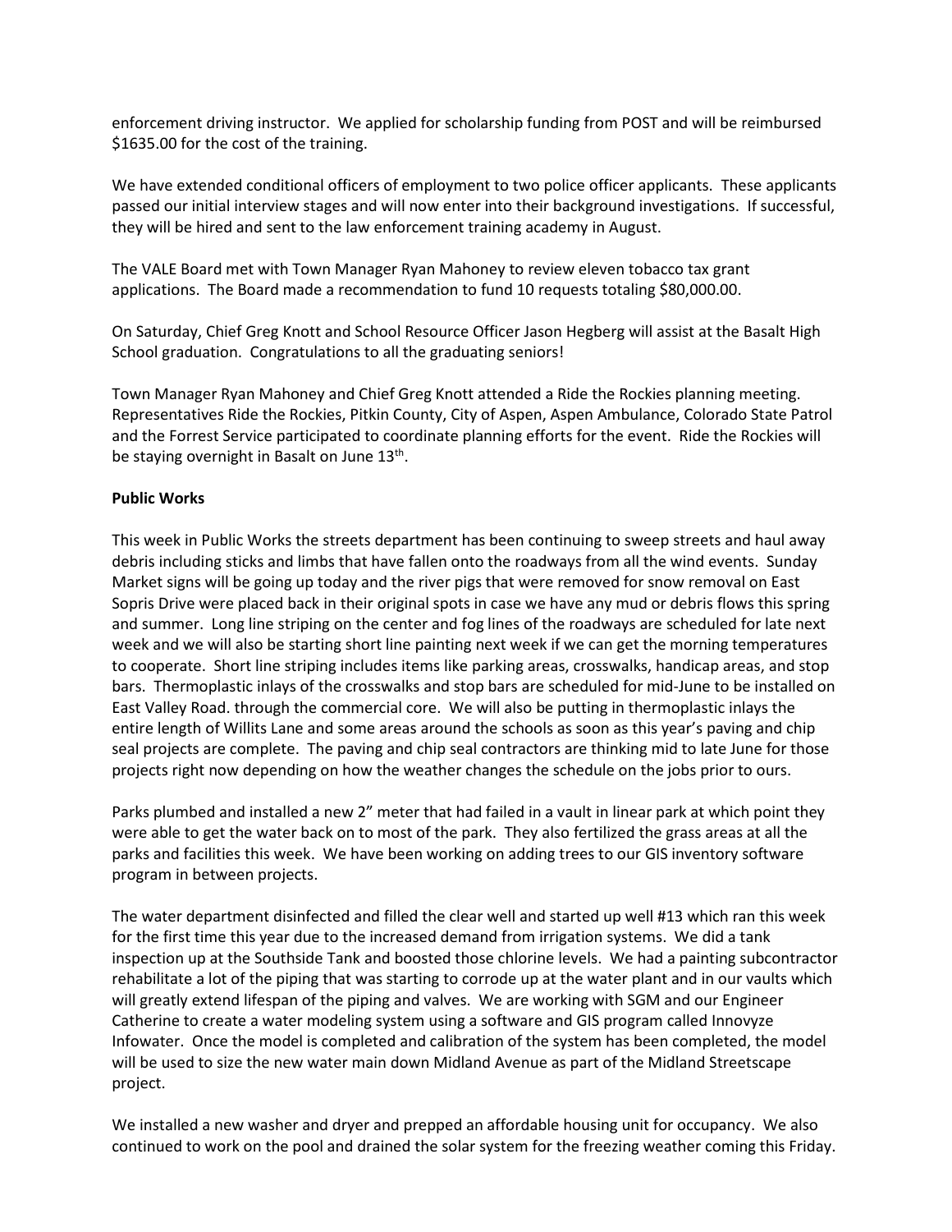enforcement driving instructor. We applied for scholarship funding from POST and will be reimbursed $1635.00 for the cost of the training.

We have extended conditional officers of employment to two police officer applicants. These applicants passed our initial interview stages and will now enter into their background investigations. If successful, they will be hired and sent to the law enforcement training academy in August.

The VALE Board met with Town Manager Ryan Mahoney to review eleven tobacco tax grant applications. The Board made a recommendation to fund 10 requests totaling $80,000.00.

On Saturday, Chief Greg Knott and School Resource Officer Jason Hegberg will assist at the Basalt High School graduation. Congratulations to all the graduating seniors!

Town Manager Ryan Mahoney and Chief Greg Knott attended a Ride the Rockies planning meeting. Representatives Ride the Rockies, Pitkin County, City of Aspen, Aspen Ambulance, Colorado State Patrol and the Forrest Service participated to coordinate planning efforts for the event. Ride the Rockies will be staying overnight in Basalt on June 13th.

**Public Works**

This week in Public Works the streets department has been continuing to sweep streets and haul away debris including sticks and limbs that have fallen onto the roadways from all the wind events. Sunday Market signs will be going up today and the river pigs that were removed for snow removal on East Sopris Drive were placed back in their original spots in case we have any mud or debris flows this spring and summer. Long line striping on the center and fog lines of the roadways are scheduled for late next week and we will also be starting short line painting next week if we can get the morning temperatures to cooperate. Short line striping includes items like parking areas, crosswalks, handicap areas, and stop bars. Thermoplastic inlays of the crosswalks and stop bars are scheduled for mid-June to be installed on East Valley Road. through the commercial core. We will also be putting in thermoplastic inlays the entire length of Willits Lane and some areas around the schools as soon as this year's paving and chip seal projects are complete. The paving and chip seal contractors are thinking mid to late June for those projects right now depending on how the weather changes the schedule on the jobs prior to ours.

Parks plumbed and installed a new 2" meter that had failed in a vault in linear park at which point they were able to get the water back on to most of the park. They also fertilized the grass areas at all the parks and facilities this week. We have been working on adding trees to our GIS inventory software program in between projects.

The water department disinfected and filled the clear well and started up well #13 which ran this week for the first time this year due to the increased demand from irrigation systems. We did a tank inspection up at the Southside Tank and boosted those chlorine levels. We had a painting subcontractor rehabilitate a lot of the piping that was starting to corrode up at the water plant and in our vaults which will greatly extend lifespan of the piping and valves. We are working with SGM and our Engineer Catherine to create a water modeling system using a software and GIS program called Innovyze Infowater. Once the model is completed and calibration of the system has been completed, the model will be used to size the new water main down Midland Avenue as part of the Midland Streetscape project.

We installed a new washer and dryer and prepped an affordable housing unit for occupancy. We also continued to work on the pool and drained the solar system for the freezing weather coming this Friday.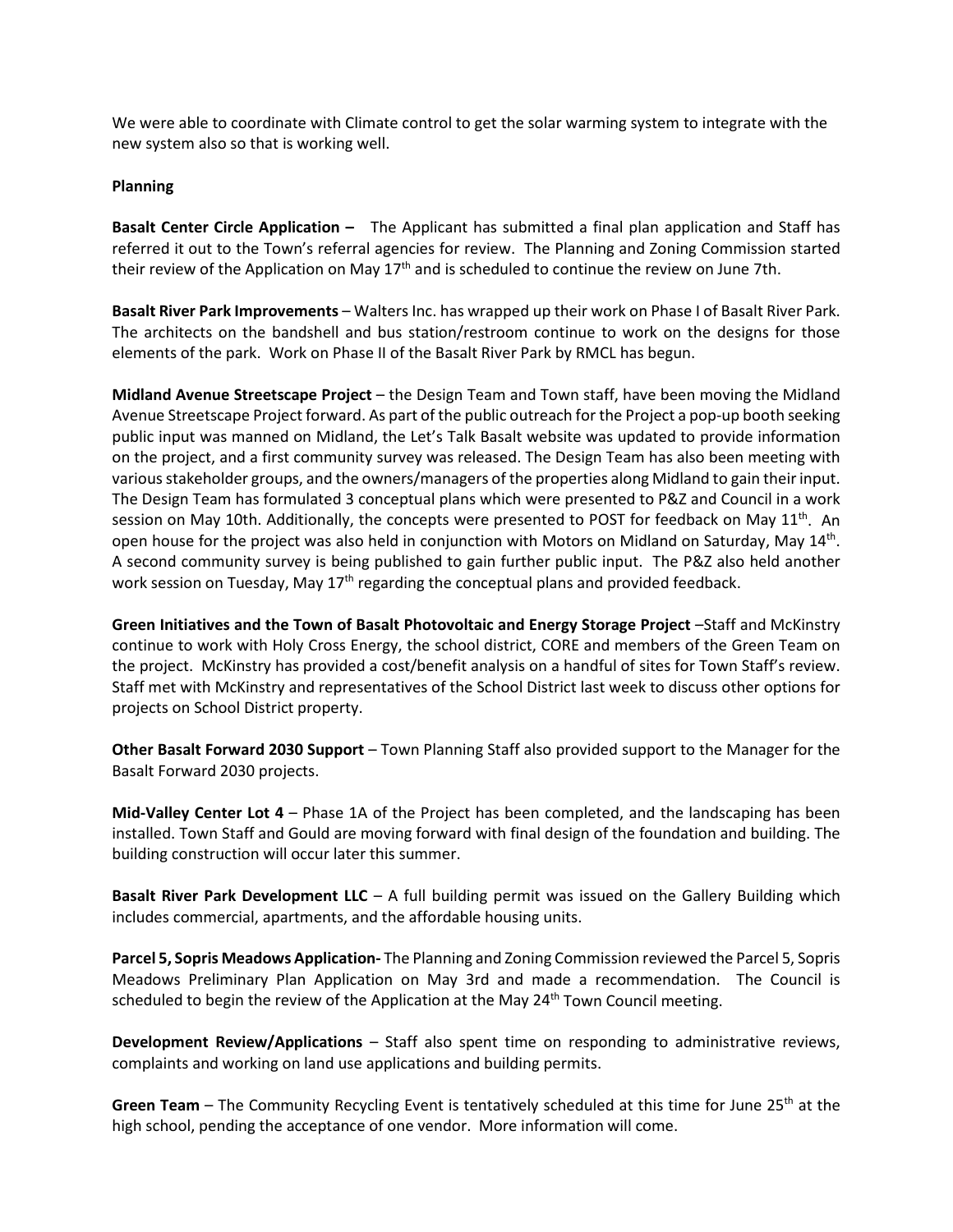We were able to coordinate with Climate control to get the solar warming system to integrate with the new system also so that is working well.

**Planning**

**Basalt Center Circle Application –** The Applicant has submitted a final plan application and Staff has referred it out to the Town's referral agencies for review. The Planning and Zoning Commission started their review of the Application on May 17th and is scheduled to continue the review on June 7th.

**Basalt River Park Improvements** – Walters Inc. has wrapped up their work on Phase I of Basalt River Park. The architects on the bandshell and bus station/restroom continue to work on the designs for those elements of the park. Work on Phase II of the Basalt River Park by RMCL has begun.

**Midland Avenue Streetscape Project** – the Design Team and Town staff, have been moving the Midland Avenue Streetscape Project forward. As part of the public outreach for the Project a pop-up booth seeking public input was manned on Midland, the Let's Talk Basalt website was updated to provide information on the project, and a first community survey was released. The Design Team has also been meeting with various stakeholder groups, and the owners/managers of the properties along Midland to gain their input. The Design Team has formulated 3 conceptual plans which were presented to P&Z and Council in a work session on May 10th. Additionally, the concepts were presented to POST for feedback on May 11th. An open house for the project was also held in conjunction with Motors on Midland on Saturday, May 14th. A second community survey is being published to gain further public input. The P&Z also held another work session on Tuesday, May 17th regarding the conceptual plans and provided feedback.

**Green Initiatives and the Town of Basalt Photovoltaic and Energy Storage Project** –Staff and McKinstry continue to work with Holy Cross Energy, the school district, CORE and members of the Green Team on the project. McKinstry has provided a cost/benefit analysis on a handful of sites for Town Staff's review. Staff met with McKinstry and representatives of the School District last week to discuss other options for projects on School District property.

**Other Basalt Forward 2030 Support** – Town Planning Staff also provided support to the Manager for the Basalt Forward 2030 projects.

**Mid-Valley Center Lot 4** – Phase 1A of the Project has been completed, and the landscaping has been installed. Town Staff and Gould are moving forward with final design of the foundation and building. The building construction will occur later this summer.

**Basalt River Park Development LLC** – A full building permit was issued on the Gallery Building which includes commercial, apartments, and the affordable housing units.

**Parcel 5, Sopris Meadows Application-** The Planning and Zoning Commission reviewed the Parcel 5, Sopris Meadows Preliminary Plan Application on May 3rd and made a recommendation. The Council is scheduled to begin the review of the Application at the May 24th Town Council meeting.

**Development Review/Applications** – Staff also spent time on responding to administrative reviews, complaints and working on land use applications and building permits.

**Green Team** – The Community Recycling Event is tentatively scheduled at this time for June 25th at the high school, pending the acceptance of one vendor. More information will come.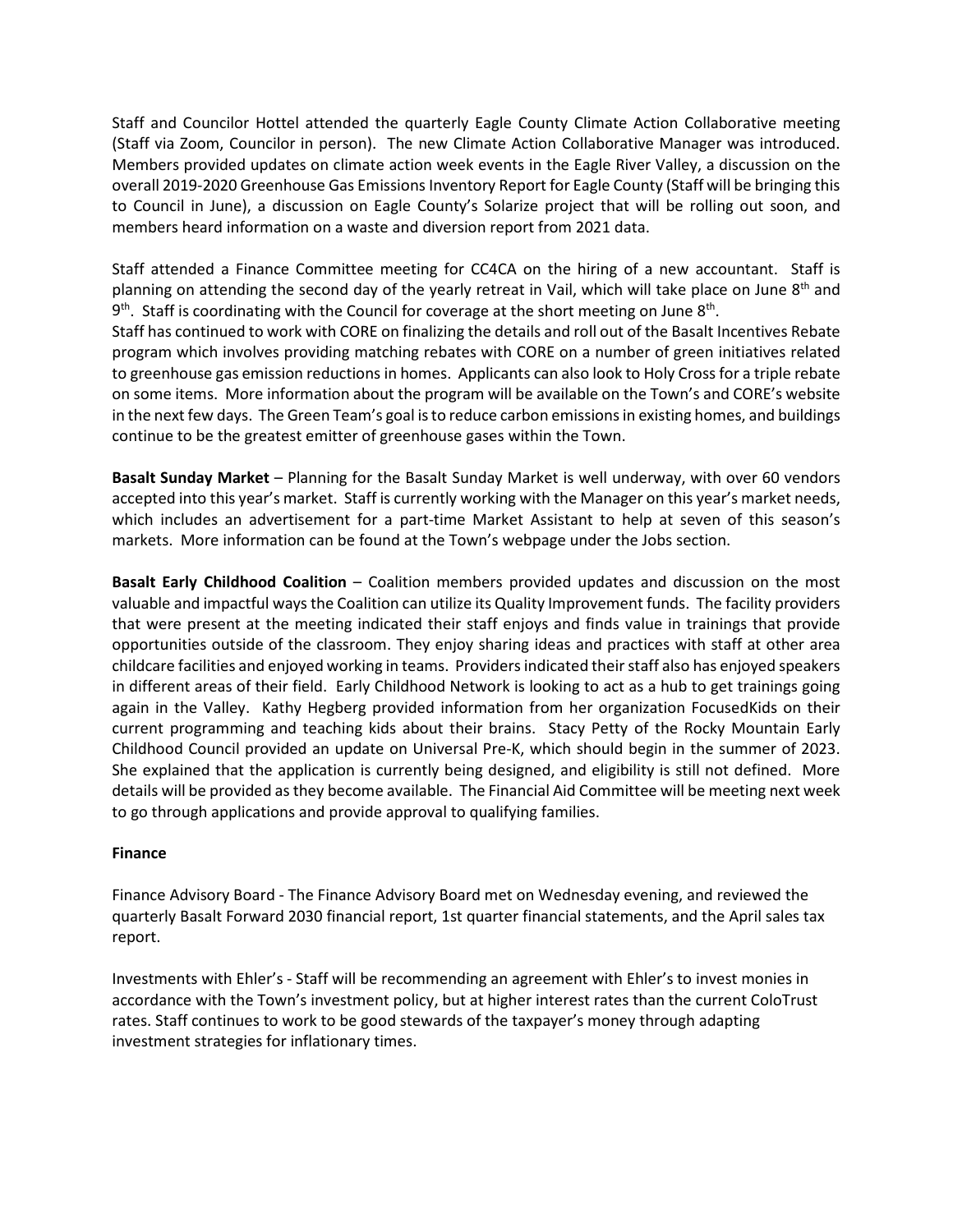Staff and Councilor Hottel attended the quarterly Eagle County Climate Action Collaborative meeting (Staff via Zoom, Councilor in person). The new Climate Action Collaborative Manager was introduced. Members provided updates on climate action week events in the Eagle River Valley, a discussion on the overall 2019-2020 Greenhouse Gas Emissions Inventory Report for Eagle County (Staff will be bringing this to Council in June), a discussion on Eagle County's Solarize project that will be rolling out soon, and members heard information on a waste and diversion report from 2021 data.

Staff attended a Finance Committee meeting for CC4CA on the hiring of a new accountant. Staff is planning on attending the second day of the yearly retreat in Vail, which will take place on June 8th and 9th. Staff is coordinating with the Council for coverage at the short meeting on June 8th.

Staff has continued to work with CORE on finalizing the details and roll out of the Basalt Incentives Rebate program which involves providing matching rebates with CORE on a number of green initiatives related to greenhouse gas emission reductions in homes. Applicants can also look to Holy Cross for a triple rebate on some items. More information about the program will be available on the Town's and CORE's website in the next few days. The Green Team's goal is to reduce carbon emissions in existing homes, and buildings continue to be the greatest emitter of greenhouse gases within the Town.

**Basalt Sunday Market** – Planning for the Basalt Sunday Market is well underway, with over 60 vendors accepted into this year's market. Staff is currently working with the Manager on this year's market needs, which includes an advertisement for a part-time Market Assistant to help at seven of this season's markets. More information can be found at the Town's webpage under the Jobs section.

**Basalt Early Childhood Coalition** – Coalition members provided updates and discussion on the most valuable and impactful ways the Coalition can utilize its Quality Improvement funds. The facility providers that were present at the meeting indicated their staff enjoys and finds value in trainings that provide opportunities outside of the classroom. They enjoy sharing ideas and practices with staff at other area childcare facilities and enjoyed working in teams. Providers indicated their staff also has enjoyed speakers in different areas of their field. Early Childhood Network is looking to act as a hub to get trainings going again in the Valley. Kathy Hegberg provided information from her organization FocusedKids on their current programming and teaching kids about their brains. Stacy Petty of the Rocky Mountain Early Childhood Council provided an update on Universal Pre-K, which should begin in the summer of 2023. She explained that the application is currently being designed, and eligibility is still not defined. More details will be provided as they become available. The Financial Aid Committee will be meeting next week to go through applications and provide approval to qualifying families.

**Finance**

Finance Advisory Board - The Finance Advisory Board met on Wednesday evening, and reviewed the quarterly Basalt Forward 2030 financial report, 1st quarter financial statements, and the April sales tax report.

Investments with Ehler's - Staff will be recommending an agreement with Ehler's to invest monies in accordance with the Town's investment policy, but at higher interest rates than the current ColoTrust rates. Staff continues to work to be good stewards of the taxpayer's money through adapting investment strategies for inflationary times.